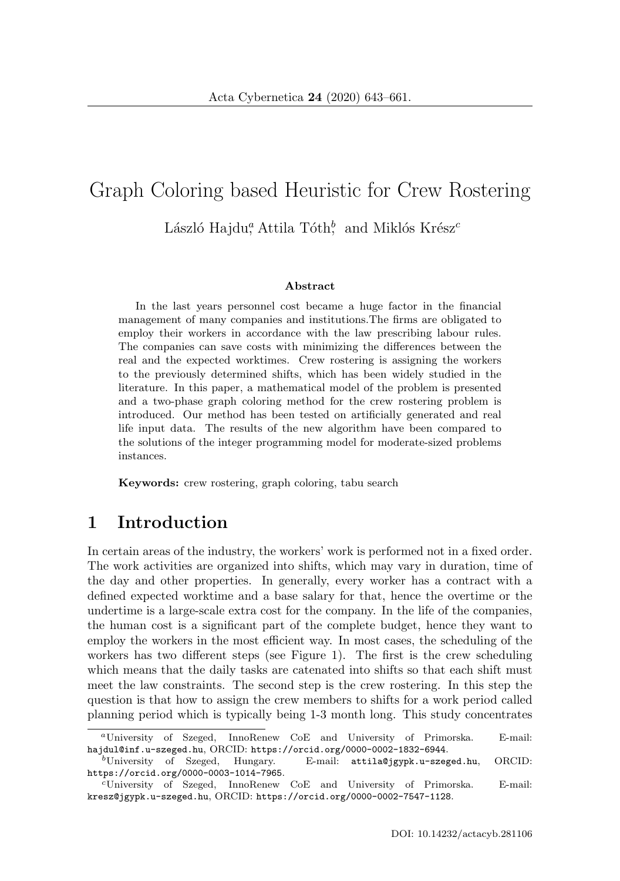# Graph Coloring based Heuristic for Crew Rostering

László Hajdu[a], Attila Tóth[b], and Miklós Krész[c]

### Abstract

In the last years personnel cost became a huge factor in the financial management of many companies and institutions.The firms are obligated to employ their workers in accordance with the law prescribing labour rules. The companies can save costs with minimizing the differences between the real and the expected worktimes. Crew rostering is assigning the workers to the previously determined shifts, which has been widely studied in the literature. In this paper, a mathematical model of the problem is presented and a two-phase graph coloring method for the crew rostering problem is introduced. Our method has been tested on artificially generated and real life input data. The results of the new algorithm have been compared to the solutions of the integer programming model for moderate-sized problems instances.

**Keywords:** crew rostering, graph coloring, tabu search

## 1 Introduction

In certain areas of the industry, the workers' work is performed not in a fixed order. The work activities are organized into shifts, which may vary in duration, time of the day and other properties. In generally, every worker has a contract with a defined expected worktime and a base salary for that, hence the overtime or the undertime is a large-scale extra cost for the company. In the life of the companies, the human cost is a significant part of the complete budget, hence they want to employ the workers in the most efficient way. In most cases, the scheduling of the workers has two different steps (see Figure 1). The first is the crew scheduling which means that the daily tasks are catenated into shifts so that each shift must meet the law constraints. The second step is the crew rostering. In this step the question is that how to assign the crew members to shifts for a work period called planning period which is typically being 1-3 month long. This study concentrates

---

[a]University of Szeged, InnoRenew CoE and University of Primorska. E-mail: hajdul@inf.u-szeged.hu, ORCID: https://orcid.org/0000-0002-1832-6944.

[b]University of Szeged, Hungary. E-mail: attila@jgypk.u-szeged.hu, ORCID: https://orcid.org/0000-0003-1014-7965.

[c]University of Szeged, InnoRenew CoE and University of Primorska. E-mail: kresz@jgypk.u-szeged.hu, ORCID: https://orcid.org/0000-0002-7547-1128.

DOI: 10.14232/actacyb.281106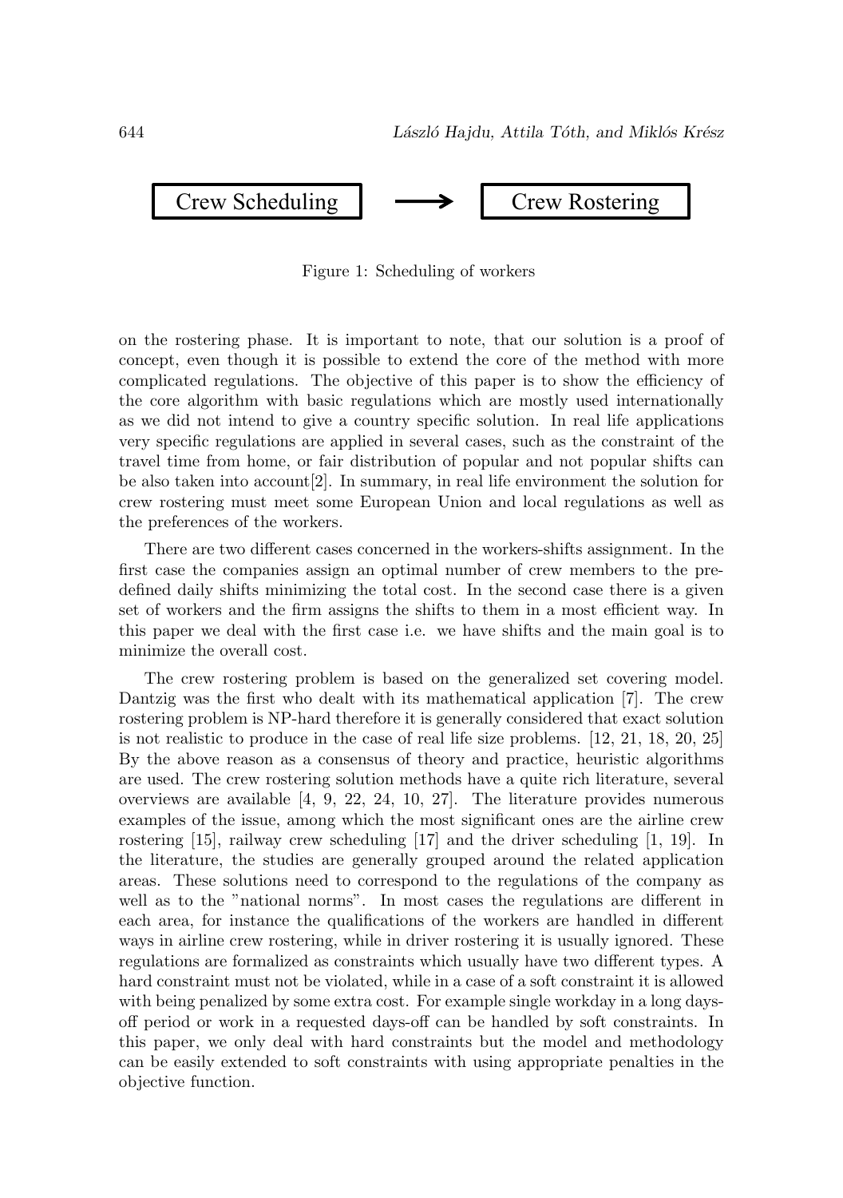Crew Scheduling ⟶ Crew Rostering

Figure 1: Scheduling of workers

on the rostering phase. It is important to note, that our solution is a proof of concept, even though it is possible to extend the core of the method with more complicated regulations. The objective of this paper is to show the efficiency of the core algorithm with basic regulations which are mostly used internationally as we did not intend to give a country specific solution. In real life applications very specific regulations are applied in several cases, such as the constraint of the travel time from home, or fair distribution of popular and not popular shifts can be also taken into account[2]. In summary, in real life environment the solution for crew rostering must meet some European Union and local regulations as well as the preferences of the workers.

There are two different cases concerned in the workers-shifts assignment. In the first case the companies assign an optimal number of crew members to the predefined daily shifts minimizing the total cost. In the second case there is a given set of workers and the firm assigns the shifts to them in a most efficient way. In this paper we deal with the first case i.e. we have shifts and the main goal is to minimize the overall cost.

The crew rostering problem is based on the generalized set covering model. Dantzig was the first who dealt with its mathematical application [7]. The crew rostering problem is NP-hard therefore it is generally considered that exact solution is not realistic to produce in the case of real life size problems. [12, 21, 18, 20, 25] By the above reason as a consensus of theory and practice, heuristic algorithms are used. The crew rostering solution methods have a quite rich literature, several overviews are available [4, 9, 22, 24, 10, 27]. The literature provides numerous examples of the issue, among which the most significant ones are the airline crew rostering [15], railway crew scheduling [17] and the driver scheduling [1, 19]. In the literature, the studies are generally grouped around the related application areas. These solutions need to correspond to the regulations of the company as well as to the "national norms". In most cases the regulations are different in each area, for instance the qualifications of the workers are handled in different ways in airline crew rostering, while in driver rostering it is usually ignored. These regulations are formalized as constraints which usually have two different types. A hard constraint must not be violated, while in a case of a soft constraint it is allowed with being penalized by some extra cost. For example single workday in a long days-off period or work in a requested days-off can be handled by soft constraints. In this paper, we only deal with hard constraints but the model and methodology can be easily extended to soft constraints with using appropriate penalties in the objective function.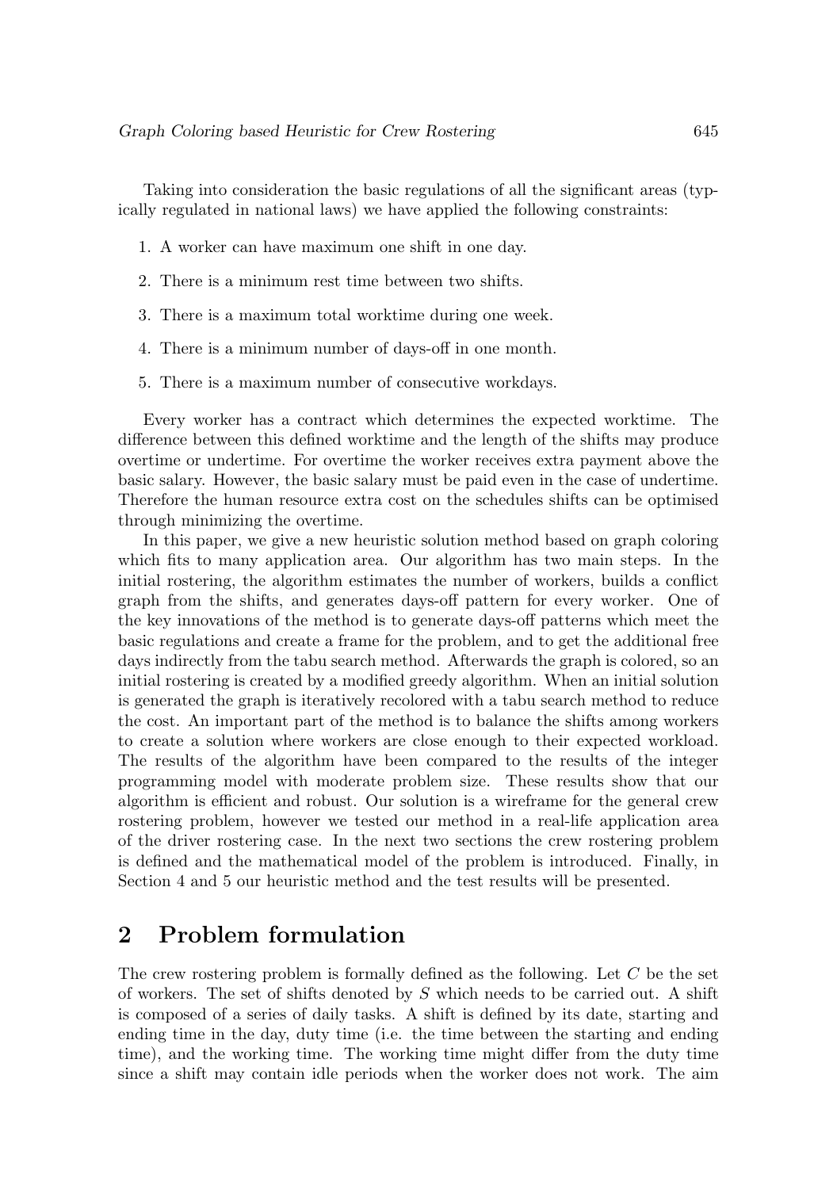Taking into consideration the basic regulations of all the significant areas (typically regulated in national laws) we have applied the following constraints:

1. A worker can have maximum one shift in one day.
2. There is a minimum rest time between two shifts.
3. There is a maximum total worktime during one week.
4. There is a minimum number of days-off in one month.
5. There is a maximum number of consecutive workdays.

Every worker has a contract which determines the expected worktime. The difference between this defined worktime and the length of the shifts may produce overtime or undertime. For overtime the worker receives extra payment above the basic salary. However, the basic salary must be paid even in the case of undertime. Therefore the human resource extra cost on the schedules shifts can be optimised through minimizing the overtime.

In this paper, we give a new heuristic solution method based on graph coloring which fits to many application area. Our algorithm has two main steps. In the initial rostering, the algorithm estimates the number of workers, builds a conflict graph from the shifts, and generates days-off pattern for every worker. One of the key innovations of the method is to generate days-off patterns which meet the basic regulations and create a frame for the problem, and to get the additional free days indirectly from the tabu search method. Afterwards the graph is colored, so an initial rostering is created by a modified greedy algorithm. When an initial solution is generated the graph is iteratively recolored with a tabu search method to reduce the cost. An important part of the method is to balance the shifts among workers to create a solution where workers are close enough to their expected workload. The results of the algorithm have been compared to the results of the integer programming model with moderate problem size. These results show that our algorithm is efficient and robust. Our solution is a wireframe for the general crew rostering problem, however we tested our method in a real-life application area of the driver rostering case. In the next two sections the crew rostering problem is defined and the mathematical model of the problem is introduced. Finally, in Section 4 and 5 our heuristic method and the test results will be presented.

## 2 Problem formulation

The crew rostering problem is formally defined as the following. Let $C$ be the set of workers. The set of shifts denoted by $S$ which needs to be carried out. A shift is composed of a series of daily tasks. A shift is defined by its date, starting and ending time in the day, duty time (i.e. the time between the starting and ending time), and the working time. The working time might differ from the duty time since a shift may contain idle periods when the worker does not work. The aim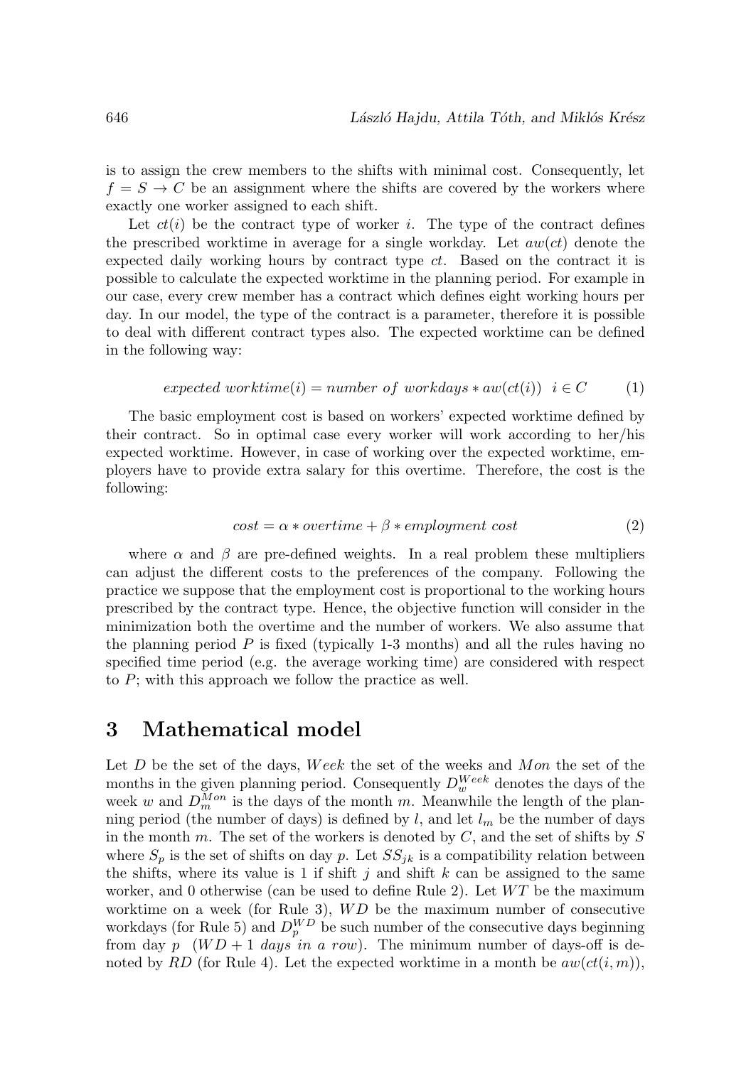is to assign the crew members to the shifts with minimal cost. Consequently, let $f = S \rightarrow C$ be an assignment where the shifts are covered by the workers where exactly one worker assigned to each shift.

Let $ct(i)$ be the contract type of worker $i$. The type of the contract defines the prescribed worktime in average for a single workday. Let $aw(ct)$ denote the expected daily working hours by contract type $ct$. Based on the contract it is possible to calculate the expected worktime in the planning period. For example in our case, every crew member has a contract which defines eight working hours per day. In our model, the type of the contract is a parameter, therefore it is possible to deal with different contract types also. The expected worktime can be defined in the following way:

$$expected\ worktime(i) = number\ of\ workdays * aw(ct(i)) \quad i \in C \tag{1}$$

The basic employment cost is based on workers' expected worktime defined by their contract. So in optimal case every worker will work according to her/his expected worktime. However, in case of working over the expected worktime, employers have to provide extra salary for this overtime. Therefore, the cost is the following:

$$cost = \alpha * overtime + \beta * employment\ cost \tag{2}$$

where $\alpha$ and $\beta$ are pre-defined weights. In a real problem these multipliers can adjust the different costs to the preferences of the company. Following the practice we suppose that the employment cost is proportional to the working hours prescribed by the contract type. Hence, the objective function will consider in the minimization both the overtime and the number of workers. We also assume that the planning period $P$ is fixed (typically 1-3 months) and all the rules having no specified time period (e.g. the average working time) are considered with respect to $P$; with this approach we follow the practice as well.

# 3 Mathematical model

Let $D$ be the set of the days, $Week$ the set of the weeks and $Mon$ the set of the months in the given planning period. Consequently $D_w^{Week}$ denotes the days of the week $w$ and $D_m^{Mon}$ is the days of the month $m$. Meanwhile the length of the planning period (the number of days) is defined by $l$, and let $l_m$ be the number of days in the month $m$. The set of the workers is denoted by $C$, and the set of shifts by $S$ where $S_p$ is the set of shifts on day $p$. Let $SS_{jk}$ is a compatibility relation between the shifts, where its value is 1 if shift $j$ and shift $k$ can be assigned to the same worker, and 0 otherwise (can be used to define Rule 2). Let $WT$ be the maximum worktime on a week (for Rule 3), $WD$ be the maximum number of consecutive workdays (for Rule 5) and $D_p^{WD}$ be such number of the consecutive days beginning from day $p$ ($WD + 1$ *days in a row*). The minimum number of days-off is denoted by $RD$ (for Rule 4). Let the expected worktime in a month be $aw(ct(i, m))$,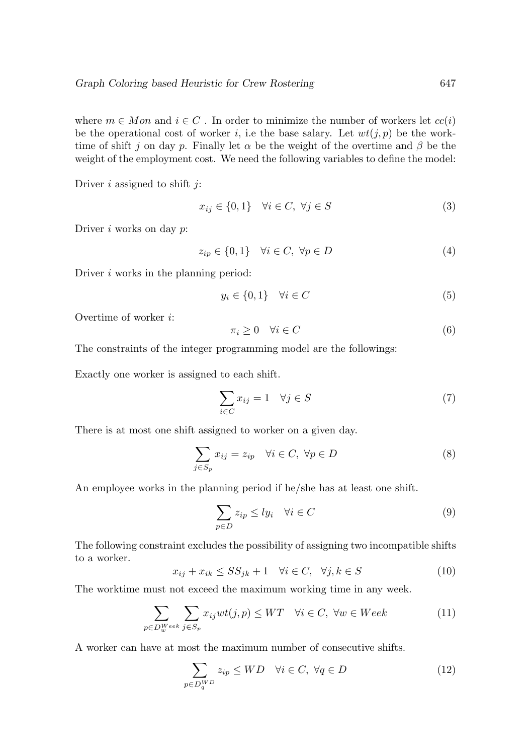where $m \in Mon$ and $i \in C$ . In order to minimize the number of workers let $cc(i)$ be the operational cost of worker $i$, i.e the base salary. Let $wt(j, p)$ be the work-time of shift $j$ on day $p$. Finally let $\alpha$ be the weight of the overtime and $\beta$ be the weight of the employment cost. We need the following variables to define the model:

Driver $i$ assigned to shift $j$:

$$x_{ij} \in \{0, 1\} \quad \forall i \in C, \ \forall j \in S \tag{3}$$

Driver $i$ works on day $p$:

$$z_{ip} \in \{0, 1\} \quad \forall i \in C, \ \forall p \in D \tag{4}$$

Driver $i$ works in the planning period:

$$y_i \in \{0, 1\} \quad \forall i \in C \tag{5}$$

Overtime of worker $i$:

$$\pi_i \geq 0 \quad \forall i \in C \tag{6}$$

The constraints of the integer programming model are the followings:

Exactly one worker is assigned to each shift.

$$\sum_{i \in C} x_{ij} = 1 \quad \forall j \in S \tag{7}$$

There is at most one shift assigned to worker on a given day.

$$\sum_{j \in S_p} x_{ij} = z_{ip} \quad \forall i \in C, \ \forall p \in D \tag{8}$$

An employee works in the planning period if he/she has at least one shift.

$$\sum_{p \in D} z_{ip} \leq l y_i \quad \forall i \in C \tag{9}$$

The following constraint excludes the possibility of assigning two incompatible shifts to a worker.

$$x_{ij} + x_{ik} \leq SS_{jk} + 1 \quad \forall i \in C, \ \ \forall j, k \in S \tag{10}$$

The worktime must not exceed the maximum working time in any week.

$$\sum_{p \in D_w^{Week}} \sum_{j \in S_p} x_{ij} wt(j, p) \leq WT \quad \forall i \in C, \ \forall w \in Week \tag{11}$$

A worker can have at most the maximum number of consecutive shifts.

$$\sum_{p \in D_q^{WD}} z_{ip} \leq WD \quad \forall i \in C, \ \forall q \in D \tag{12}$$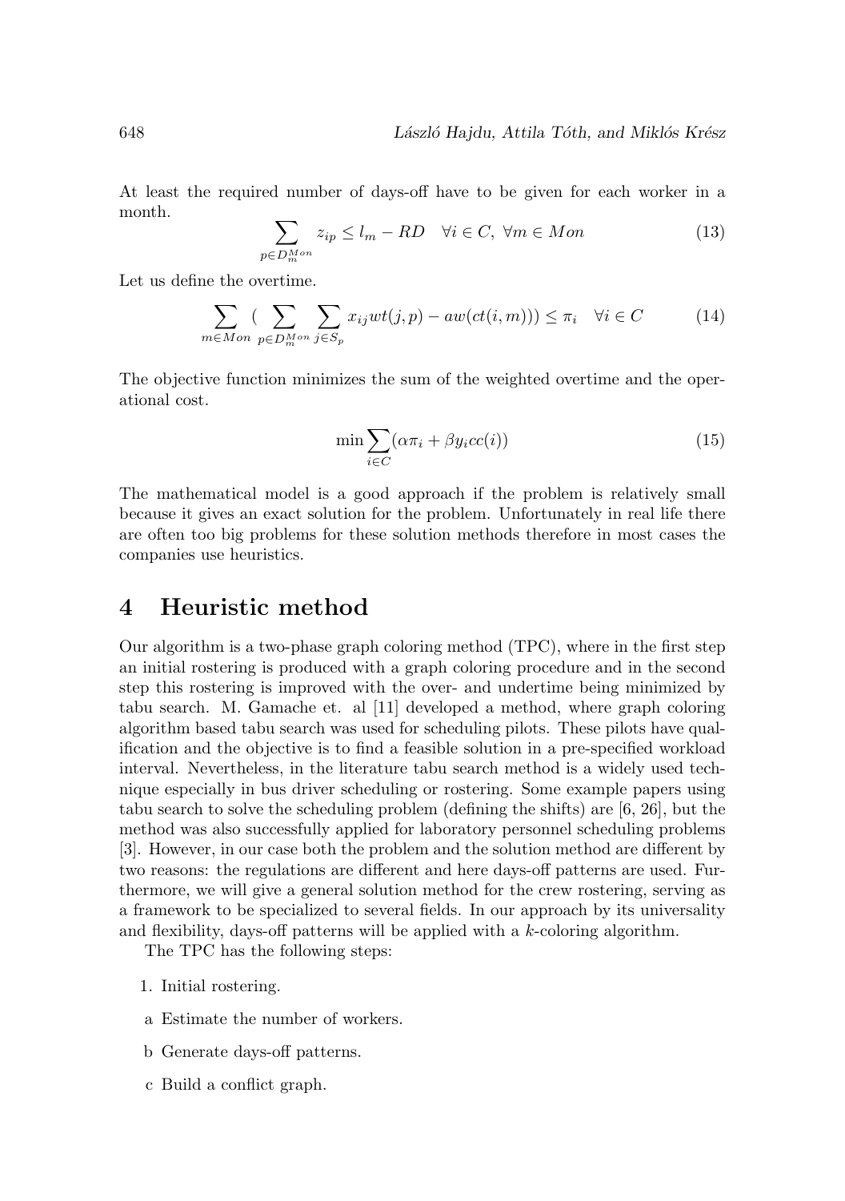At least the required number of days-off have to be given for each worker in a month.

$$\sum_{p \in D_m^{Mon}} z_{ip} \leq l_m - RD \quad \forall i \in C, \ \forall m \in Mon \tag{13}$$

Let us define the overtime.

$$\sum_{m \in Mon} \left( \sum_{p \in D_m^{Mon}} \sum_{j \in S_p} x_{ij} wt(j,p) - aw(ct(i,m)) \right) \leq \pi_i \quad \forall i \in C \tag{14}$$

The objective function minimizes the sum of the weighted overtime and the operational cost.

$$\min \sum_{i \in C} (\alpha \pi_i + \beta y_i cc(i)) \tag{15}$$

The mathematical model is a good approach if the problem is relatively small because it gives an exact solution for the problem. Unfortunately in real life there are often too big problems for these solution methods therefore in most cases the companies use heuristics.

# 4 Heuristic method

Our algorithm is a two-phase graph coloring method (TPC), where in the first step an initial rostering is produced with a graph coloring procedure and in the second step this rostering is improved with the over- and undertime being minimized by tabu search. M. Gamache et. al [11] developed a method, where graph coloring algorithm based tabu search was used for scheduling pilots. These pilots have qualification and the objective is to find a feasible solution in a pre-specified workload interval. Nevertheless, in the literature tabu search method is a widely used technique especially in bus driver scheduling or rostering. Some example papers using tabu search to solve the scheduling problem (defining the shifts) are [6, 26], but the method was also successfully applied for laboratory personnel scheduling problems [3]. However, in our case both the problem and the solution method are different by two reasons: the regulations are different and here days-off patterns are used. Furthermore, we will give a general solution method for the crew rostering, serving as a framework to be specialized to several fields. In our approach by its universality and flexibility, days-off patterns will be applied with a $k$-coloring algorithm.

The TPC has the following steps:

1. Initial rostering.

a Estimate the number of workers.

b Generate days-off patterns.

c Build a conflict graph.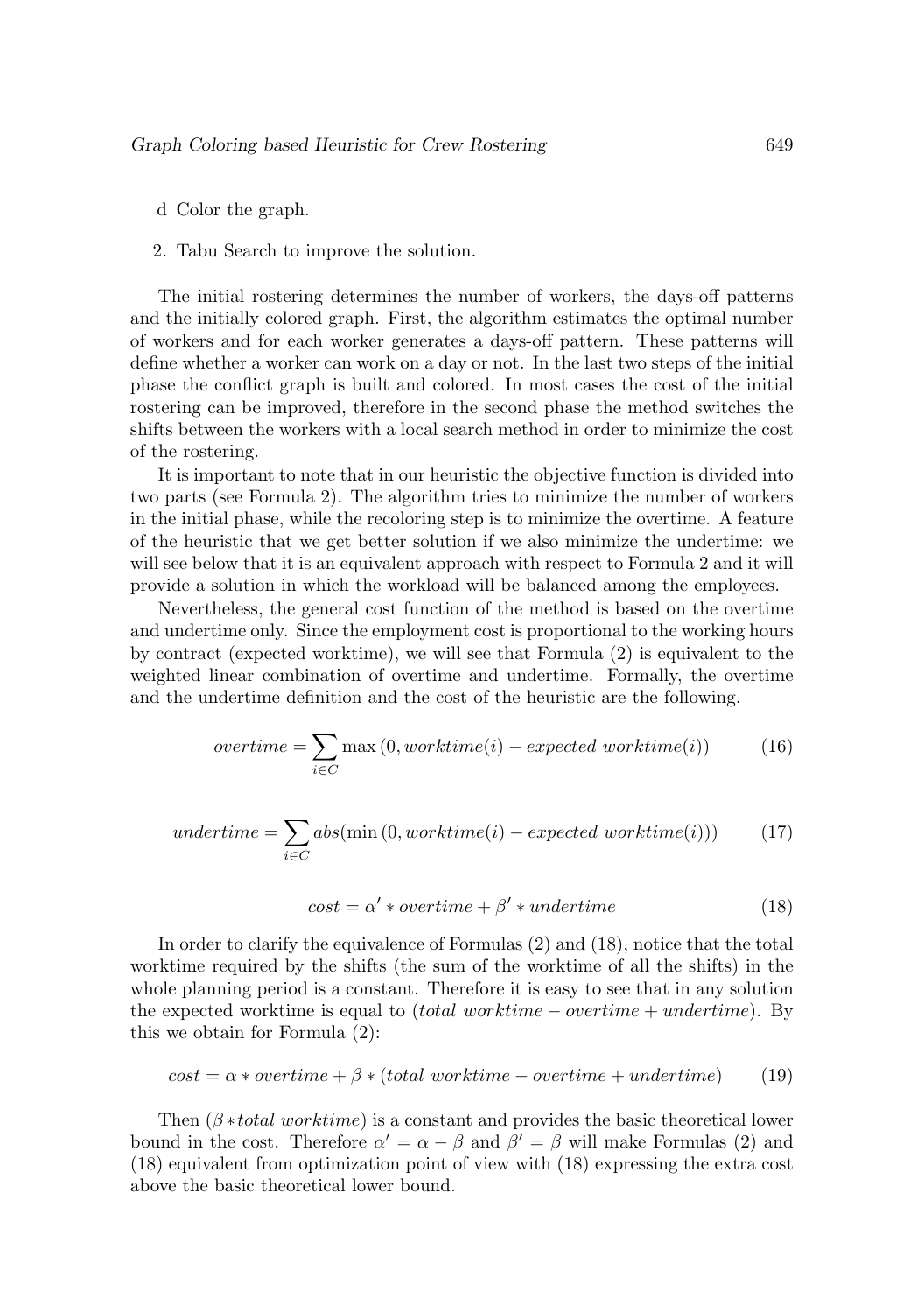d Color the graph.

2. Tabu Search to improve the solution.

The initial rostering determines the number of workers, the days-off patterns and the initially colored graph. First, the algorithm estimates the optimal number of workers and for each worker generates a days-off pattern. These patterns will define whether a worker can work on a day or not. In the last two steps of the initial phase the conflict graph is built and colored. In most cases the cost of the initial rostering can be improved, therefore in the second phase the method switches the shifts between the workers with a local search method in order to minimize the cost of the rostering.

It is important to note that in our heuristic the objective function is divided into two parts (see Formula 2). The algorithm tries to minimize the number of workers in the initial phase, while the recoloring step is to minimize the overtime. A feature of the heuristic that we get better solution if we also minimize the undertime: we will see below that it is an equivalent approach with respect to Formula 2 and it will provide a solution in which the workload will be balanced among the employees.

Nevertheless, the general cost function of the method is based on the overtime and undertime only. Since the employment cost is proportional to the working hours by contract (expected worktime), we will see that Formula (2) is equivalent to the weighted linear combination of overtime and undertime. Formally, the overtime and the undertime definition and the cost of the heuristic are the following.

$$overtime = \sum_{i \in C} \max\left(0, worktime(i) - expected\ worktime(i)\right) \tag{16}$$

$$undertime = \sum_{i \in C} abs(\min\left(0, worktime(i) - expected\ worktime(i)\right)) \tag{17}$$

$$cost = \alpha' * overtime + \beta' * undertime \tag{18}$$

In order to clarify the equivalence of Formulas (2) and (18), notice that the total worktime required by the shifts (the sum of the worktime of all the shifts) in the whole planning period is a constant. Therefore it is easy to see that in any solution the expected worktime is equal to ($total\ worktime - overtime + undertime$). By this we obtain for Formula (2):

$$cost = \alpha * overtime + \beta * (total\ worktime - overtime + undertime) \tag{19}$$

Then ($\beta * total\ worktime$) is a constant and provides the basic theoretical lower bound in the cost. Therefore $\alpha' = \alpha - \beta$ and $\beta' = \beta$ will make Formulas (2) and (18) equivalent from optimization point of view with (18) expressing the extra cost above the basic theoretical lower bound.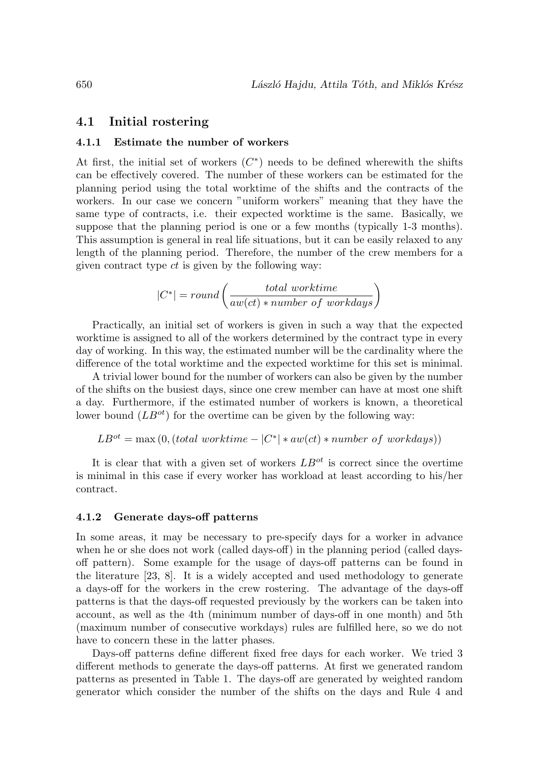### 4.1 Initial rostering

#### 4.1.1 Estimate the number of workers

At first, the initial set of workers ($C^*$) needs to be defined wherewith the shifts can be effectively covered. The number of these workers can be estimated for the planning period using the total worktime of the shifts and the contracts of the workers. In our case we concern "uniform workers" meaning that they have the same type of contracts, i.e. their expected worktime is the same. Basically, we suppose that the planning period is one or a few months (typically 1-3 months). This assumption is general in real life situations, but it can be easily relaxed to any length of the planning period. Therefore, the number of the crew members for a given contract type $ct$ is given by the following way:

$$|C^*| = round\left(\frac{total\ worktime}{aw(ct) * number\ of\ workdays}\right)$$

Practically, an initial set of workers is given in such a way that the expected worktime is assigned to all of the workers determined by the contract type in every day of working. In this way, the estimated number will be the cardinality where the difference of the total worktime and the expected worktime for this set is minimal.

A trivial lower bound for the number of workers can also be given by the number of the shifts on the busiest days, since one crew member can have at most one shift a day. Furthermore, if the estimated number of workers is known, a theoretical lower bound ($LB^{ot}$) for the overtime can be given by the following way:

$$LB^{ot} = \max\left(0, (total\ worktime - |C^*| * aw(ct) * number\ of\ workdays)\right)$$

It is clear that with a given set of workers $LB^{ot}$ is correct since the overtime is minimal in this case if every worker has workload at least according to his/her contract.

#### 4.1.2 Generate days-off patterns

In some areas, it may be necessary to pre-specify days for a worker in advance when he or she does not work (called days-off) in the planning period (called days-off pattern). Some example for the usage of days-off patterns can be found in the literature [23, 8]. It is a widely accepted and used methodology to generate a days-off for the workers in the crew rostering. The advantage of the days-off patterns is that the days-off requested previously by the workers can be taken into account, as well as the 4th (minimum number of days-off in one month) and 5th (maximum number of consecutive workdays) rules are fulfilled here, so we do not have to concern these in the latter phases.

Days-off patterns define different fixed free days for each worker. We tried 3 different methods to generate the days-off patterns. At first we generated random patterns as presented in Table 1. The days-off are generated by weighted random generator which consider the number of the shifts on the days and Rule 4 and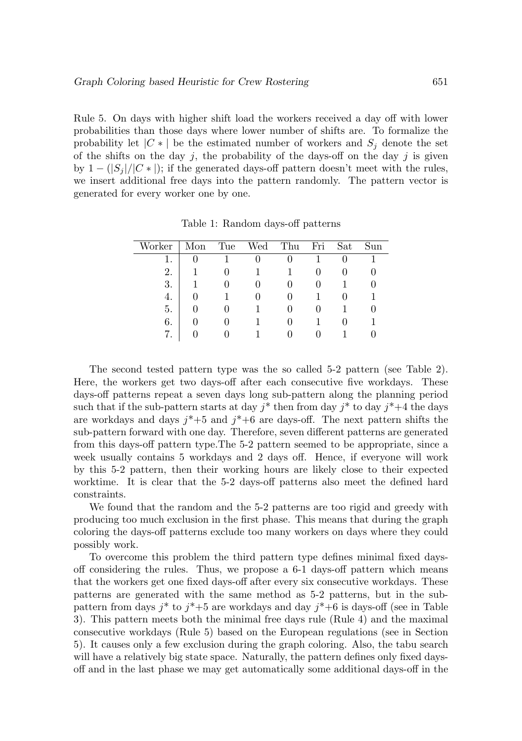Rule 5. On days with higher shift load the workers received a day off with lower probabilities than those days where lower number of shifts are. To formalize the probability let $|C*|$ be the estimated number of workers and $S_j$ denote the set of the shifts on the day $j$, the probability of the days-off on the day $j$ is given by $1 - (|S_j|/|C*|)$; if the generated days-off pattern doesn't meet with the rules, we insert additional free days into the pattern randomly. The pattern vector is generated for every worker one by one.

Table 1: Random days-off patterns

| Worker | Mon | Tue | Wed | Thu | Fri | Sat | Sun |
|---|---|---|---|---|---|---|---|
| 1. | 0 | 1 | 0 | 0 | 1 | 0 | 1 |
| 2. | 1 | 0 | 1 | 1 | 0 | 0 | 0 |
| 3. | 1 | 0 | 0 | 0 | 0 | 1 | 0 |
| 4. | 0 | 1 | 0 | 0 | 1 | 0 | 1 |
| 5. | 0 | 0 | 1 | 0 | 0 | 1 | 0 |
| 6. | 0 | 0 | 1 | 0 | 1 | 0 | 1 |
| 7. | 0 | 0 | 1 | 0 | 0 | 1 | 0 |

The second tested pattern type was the so called 5-2 pattern (see Table 2). Here, the workers get two days-off after each consecutive five workdays. These days-off patterns repeat a seven days long sub-pattern along the planning period such that if the sub-pattern starts at day $j^*$ then from day $j^*$ to day $j^*+4$ the days are workdays and days $j^*+5$ and $j^*+6$ are days-off. The next pattern shifts the sub-pattern forward with one day. Therefore, seven different patterns are generated from this days-off pattern type.The 5-2 pattern seemed to be appropriate, since a week usually contains 5 workdays and 2 days off. Hence, if everyone will work by this 5-2 pattern, then their working hours are likely close to their expected worktime. It is clear that the 5-2 days-off patterns also meet the defined hard constraints.

We found that the random and the 5-2 patterns are too rigid and greedy with producing too much exclusion in the first phase. This means that during the graph coloring the days-off patterns exclude too many workers on days where they could possibly work.

To overcome this problem the third pattern type defines minimal fixed days-off considering the rules. Thus, we propose a 6-1 days-off pattern which means that the workers get one fixed days-off after every six consecutive workdays. These patterns are generated with the same method as 5-2 patterns, but in the sub-pattern from days $j^*$ to $j^*+5$ are workdays and day $j^*+6$ is days-off (see in Table 3). This pattern meets both the minimal free days rule (Rule 4) and the maximal consecutive workdays (Rule 5) based on the European regulations (see in Section 5). It causes only a few exclusion during the graph coloring. Also, the tabu search will have a relatively big state space. Naturally, the pattern defines only fixed days-off and in the last phase we may get automatically some additional days-off in the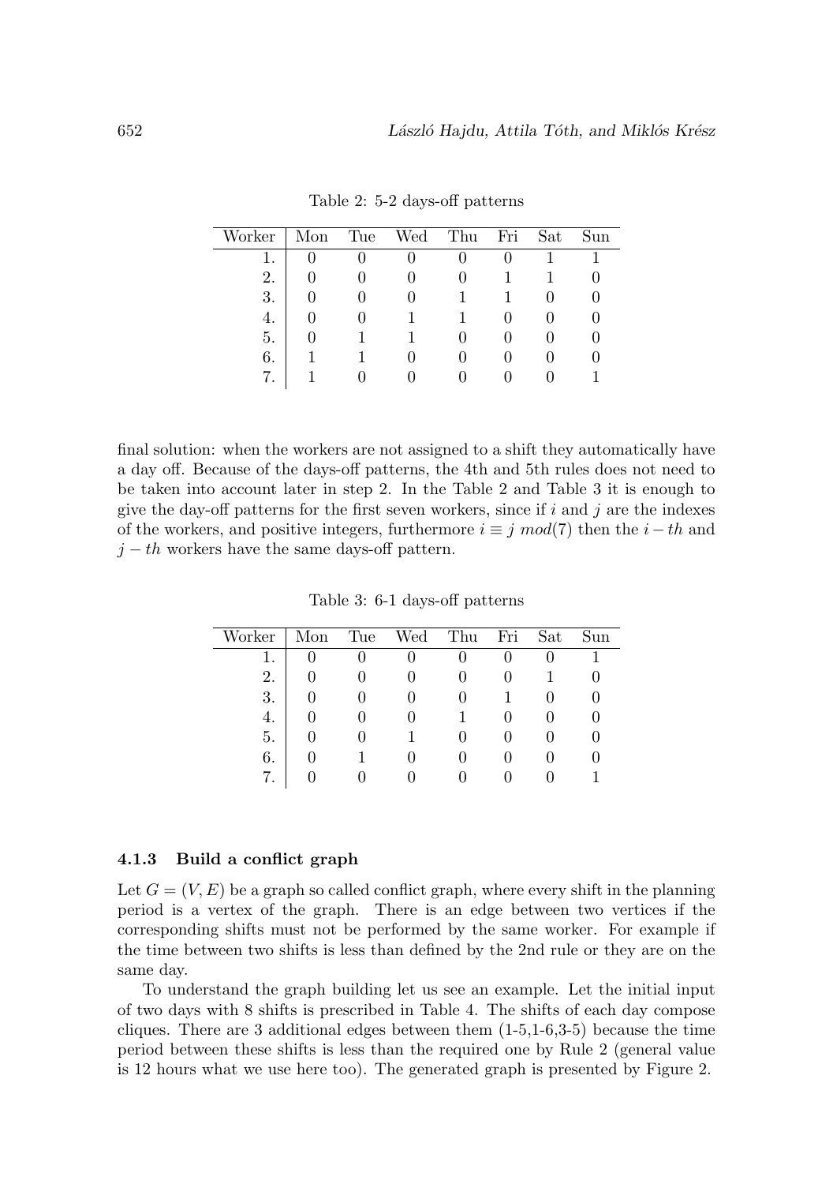Table 2: 5-2 days-off patterns

| Worker | Mon | Tue | Wed | Thu | Fri | Sat | Sun |
|---|---|---|---|---|---|---|---|
| 1. | 0 | 0 | 0 | 0 | 0 | 1 | 1 |
| 2. | 0 | 0 | 0 | 0 | 1 | 1 | 0 |
| 3. | 0 | 0 | 0 | 1 | 1 | 0 | 0 |
| 4. | 0 | 0 | 1 | 1 | 0 | 0 | 0 |
| 5. | 0 | 1 | 1 | 0 | 0 | 0 | 0 |
| 6. | 1 | 1 | 0 | 0 | 0 | 0 | 0 |
| 7. | 1 | 0 | 0 | 0 | 0 | 0 | 1 |

final solution: when the workers are not assigned to a shift they automatically have a day off. Because of the days-off patterns, the 4th and 5th rules does not need to be taken into account later in step 2. In the Table 2 and Table 3 it is enough to give the day-off patterns for the first seven workers, since if $i$ and $j$ are the indexes of the workers, and positive integers, furthermore $i \equiv j \ mod(7)$ then the $i-th$ and $j-th$ workers have the same days-off pattern.

Table 3: 6-1 days-off patterns

| Worker | Mon | Tue | Wed | Thu | Fri | Sat | Sun |
|---|---|---|---|---|---|---|---|
| 1. | 0 | 0 | 0 | 0 | 0 | 0 | 1 |
| 2. | 0 | 0 | 0 | 0 | 0 | 1 | 0 |
| 3. | 0 | 0 | 0 | 0 | 1 | 0 | 0 |
| 4. | 0 | 0 | 0 | 1 | 0 | 0 | 0 |
| 5. | 0 | 0 | 1 | 0 | 0 | 0 | 0 |
| 6. | 0 | 1 | 0 | 0 | 0 | 0 | 0 |
| 7. | 0 | 0 | 0 | 0 | 0 | 0 | 1 |

### 4.1.3 Build a conflict graph

Let $G = (V, E)$ be a graph so called conflict graph, where every shift in the planning period is a vertex of the graph. There is an edge between two vertices if the corresponding shifts must not be performed by the same worker. For example if the time between two shifts is less than defined by the 2nd rule or they are on the same day.

To understand the graph building let us see an example. Let the initial input of two days with 8 shifts is prescribed in Table 4. The shifts of each day compose cliques. There are 3 additional edges between them (1-5,1-6,3-5) because the time period between these shifts is less than the required one by Rule 2 (general value is 12 hours what we use here too). The generated graph is presented by Figure 2.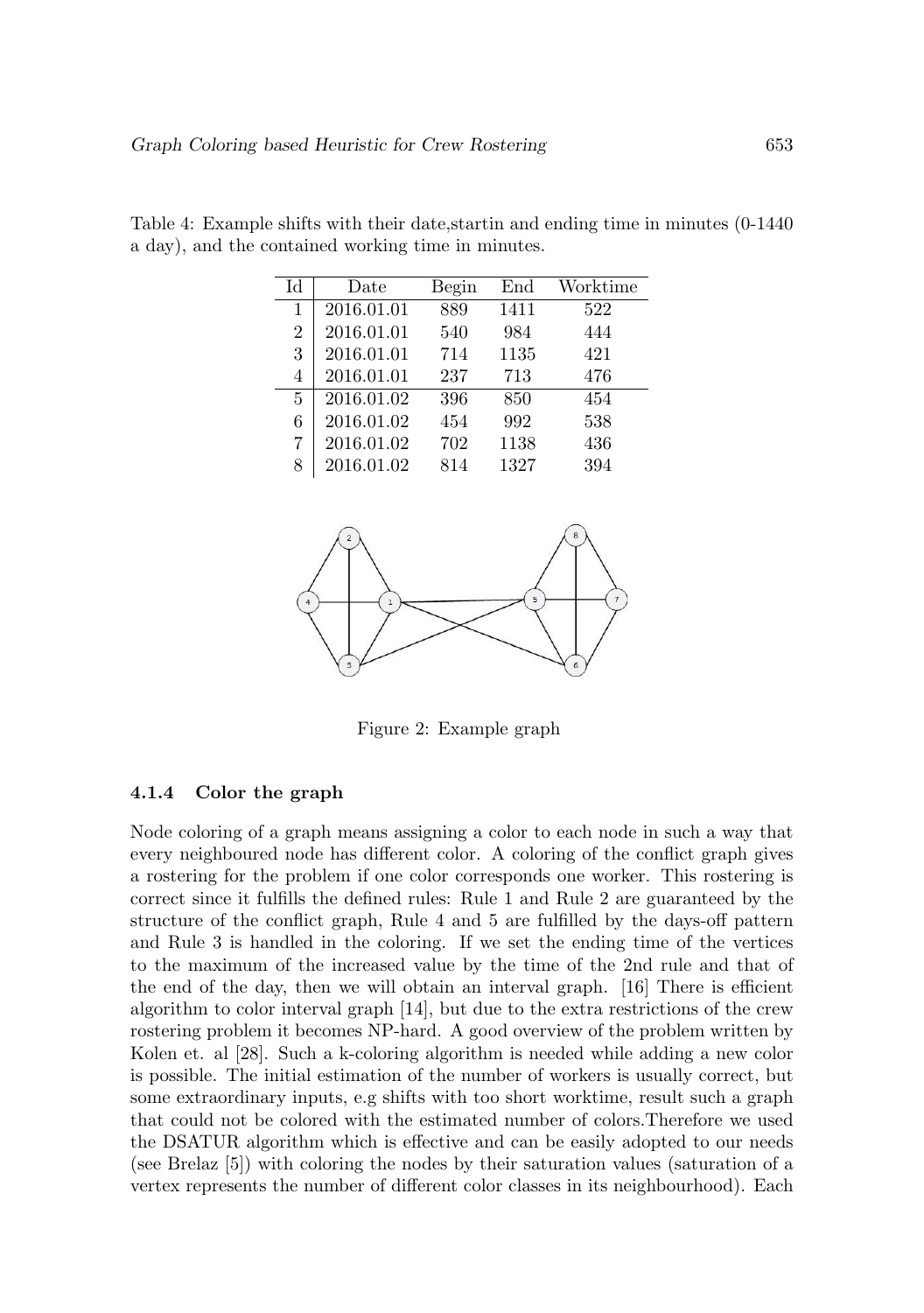Table 4: Example shifts with their date,startin and ending time in minutes (0-1440 a day), and the contained working time in minutes.

| Id | Date | Begin | End | Worktime |
|---|---|---|---|---|
| 1 | 2016.01.01 | 889 | 1411 | 522 |
| 2 | 2016.01.01 | 540 | 984 | 444 |
| 3 | 2016.01.01 | 714 | 1135 | 421 |
| 4 | 2016.01.01 | 237 | 713 | 476 |
| 5 | 2016.01.02 | 396 | 850 | 454 |
| 6 | 2016.01.02 | 454 | 992 | 538 |
| 7 | 2016.01.02 | 702 | 1138 | 436 |
| 8 | 2016.01.02 | 814 | 1327 | 394 |

Figure 2: Example graph

#### 4.1.4 Color the graph

Node coloring of a graph means assigning a color to each node in such a way that every neighboured node has different color. A coloring of the conflict graph gives a rostering for the problem if one color corresponds one worker. This rostering is correct since it fulfills the defined rules: Rule 1 and Rule 2 are guaranteed by the structure of the conflict graph, Rule 4 and 5 are fulfilled by the days-off pattern and Rule 3 is handled in the coloring. If we set the ending time of the vertices to the maximum of the increased value by the time of the 2nd rule and that of the end of the day, then we will obtain an interval graph. [16] There is efficient algorithm to color interval graph [14], but due to the extra restrictions of the crew rostering problem it becomes NP-hard. A good overview of the problem written by Kolen et. al [28]. Such a k-coloring algorithm is needed while adding a new color is possible. The initial estimation of the number of workers is usually correct, but some extraordinary inputs, e.g shifts with too short worktime, result such a graph that could not be colored with the estimated number of colors.Therefore we used the DSATUR algorithm which is effective and can be easily adopted to our needs (see Brelaz [5]) with coloring the nodes by their saturation values (saturation of a vertex represents the number of different color classes in its neighbourhood). Each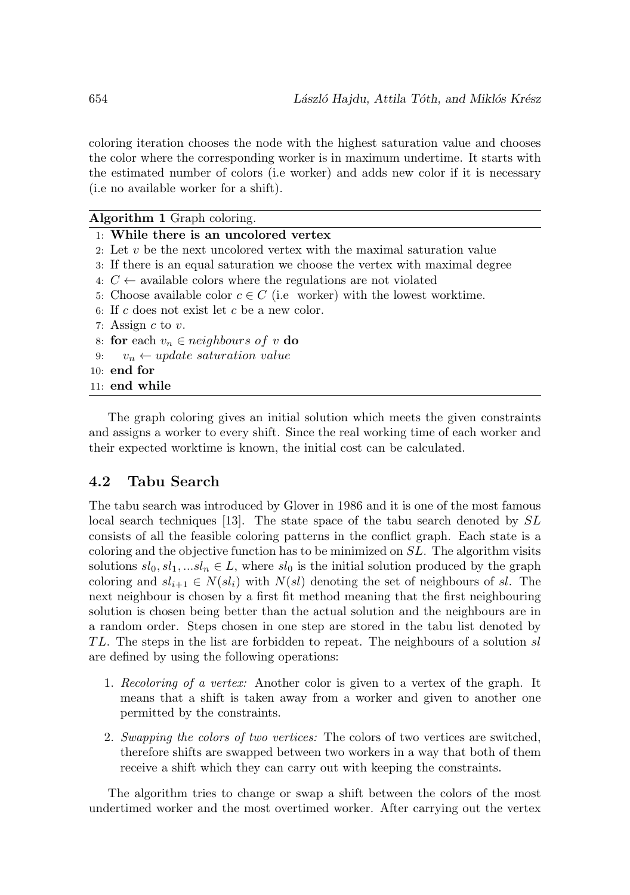coloring iteration chooses the node with the highest saturation value and chooses the color where the corresponding worker is in maximum undertime. It starts with the estimated number of colors (i.e worker) and adds new color if it is necessary (i.e no available worker for a shift).

**Algorithm 1** Graph coloring.

```
1: While there is an uncolored vertex
2: Let v be the next uncolored vertex with the maximal saturation value
3: If there is an equal saturation we choose the vertex with maximal degree
4: C ← available colors where the regulations are not violated
5: Choose available color c ∈ C (i.e worker) with the lowest worktime.
6: If c does not exist let c be a new color.
7: Assign c to v.
8: for each v_n ∈ neighbours of v do
9:    v_n ← update saturation value
10: end for
11: end while
```

The graph coloring gives an initial solution which meets the given constraints and assigns a worker to every shift. Since the real working time of each worker and their expected worktime is known, the initial cost can be calculated.

## 4.2 Tabu Search

The tabu search was introduced by Glover in 1986 and it is one of the most famous local search techniques [13]. The state space of the tabu search denoted by $SL$ consists of all the feasible coloring patterns in the conflict graph. Each state is a coloring and the objective function has to be minimized on $SL$. The algorithm visits solutions $sl_0, sl_1, ...sl_n \in L$, where $sl_0$ is the initial solution produced by the graph coloring and $sl_{i+1} \in N(sl_i)$ with $N(sl)$ denoting the set of neighbours of $sl$. The next neighbour is chosen by a first fit method meaning that the first neighbouring solution is chosen being better than the actual solution and the neighbours are in a random order. Steps chosen in one step are stored in the tabu list denoted by $TL$. The steps in the list are forbidden to repeat. The neighbours of a solution $sl$ are defined by using the following operations:

1. *Recoloring of a vertex:* Another color is given to a vertex of the graph. It means that a shift is taken away from a worker and given to another one permitted by the constraints.
2. *Swapping the colors of two vertices:* The colors of two vertices are switched, therefore shifts are swapped between two workers in a way that both of them receive a shift which they can carry out with keeping the constraints.

The algorithm tries to change or swap a shift between the colors of the most undertimed worker and the most overtimed worker. After carrying out the vertex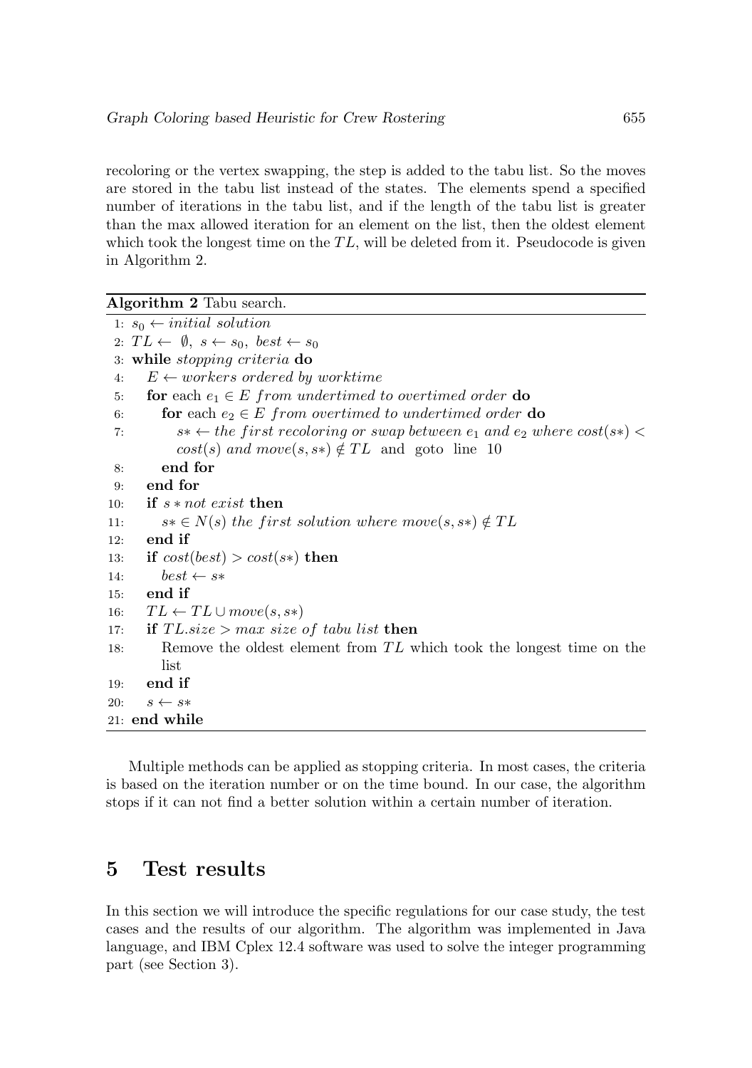recoloring or the vertex swapping, the step is added to the tabu list. So the moves are stored in the tabu list instead of the states. The elements spend a specified number of iterations in the tabu list, and if the length of the tabu list is greater than the max allowed iteration for an element on the list, then the oldest element which took the longest time on the $TL$, will be deleted from it. Pseudocode is given in Algorithm 2.

**Algorithm 2** Tabu search.

```
1:  s_0 ← initial solution
2:  TL ← ∅, s ← s_0, best ← s_0
3:  while stopping criteria do
4:     E ← workers ordered by worktime
5:     for each e_1 ∈ E from undertimed to overtimed order do
6:        for each e_2 ∈ E from overtimed to undertimed order do
7:           s* ← the first recoloring or swap between e_1 and e_2 where cost(s*) <
             cost(s) and move(s, s*) ∉ TL  and  goto  line  10
8:        end for
9:     end for
10:    if s * not exist then
11:       s* ∈ N(s) the first solution where move(s, s*) ∉ TL
12:    end if
13:    if cost(best) > cost(s*) then
14:       best ← s*
15:    end if
16:    TL ← TL ∪ move(s, s*)
17:    if TL.size > max size of tabu list then
18:       Remove the oldest element from TL which took the longest time on the
          list
19:    end if
20:    s ← s*
21: end while
```

Multiple methods can be applied as stopping criteria. In most cases, the criteria is based on the iteration number or on the time bound. In our case, the algorithm stops if it can not find a better solution within a certain number of iteration.

## 5 Test results

In this section we will introduce the specific regulations for our case study, the test cases and the results of our algorithm. The algorithm was implemented in Java language, and IBM Cplex 12.4 software was used to solve the integer programming part (see Section 3).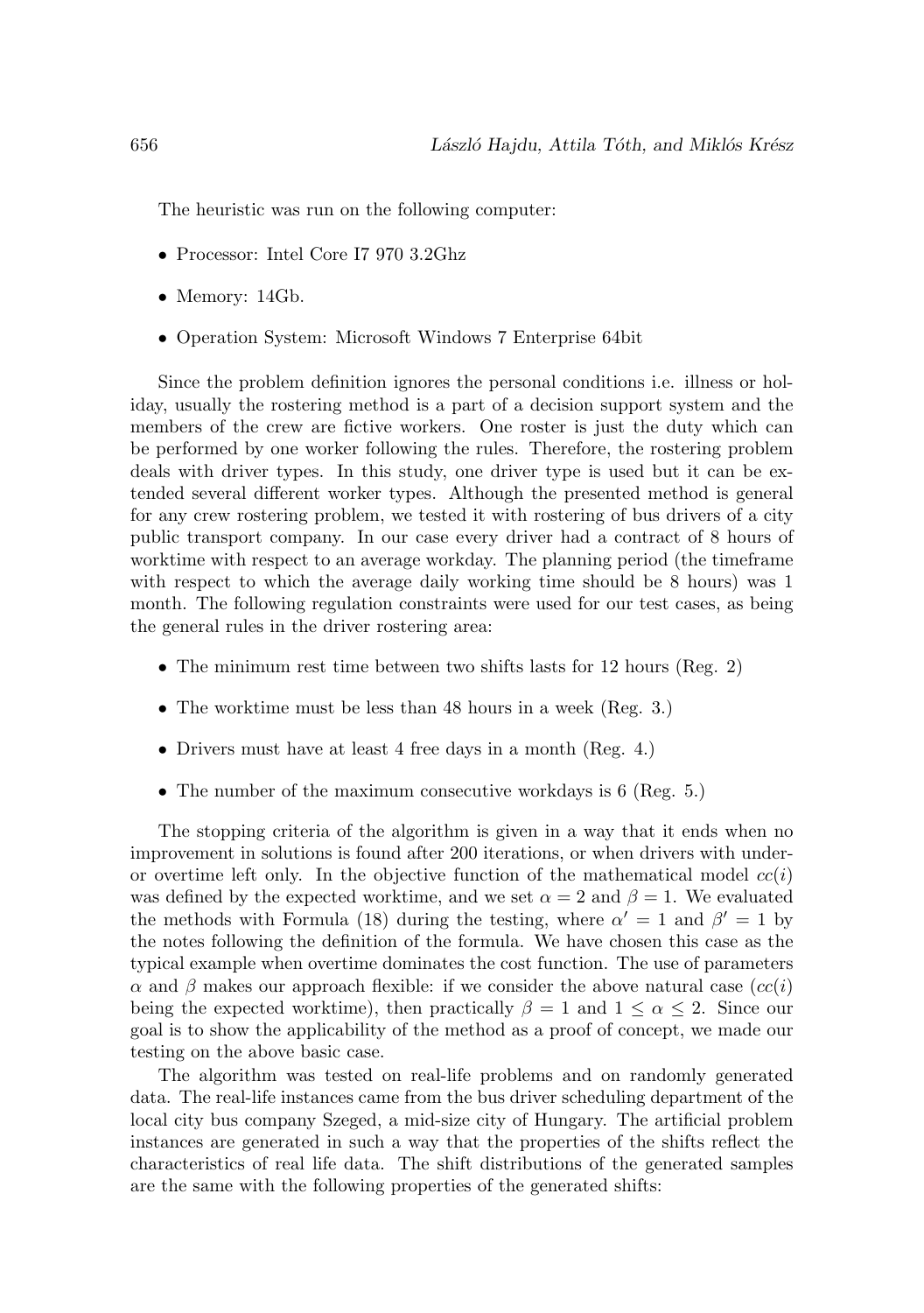The heuristic was run on the following computer:

- Processor: Intel Core I7 970 3.2Ghz
- Memory: 14Gb.
- Operation System: Microsoft Windows 7 Enterprise 64bit

Since the problem definition ignores the personal conditions i.e. illness or holiday, usually the rostering method is a part of a decision support system and the members of the crew are fictive workers. One roster is just the duty which can be performed by one worker following the rules. Therefore, the rostering problem deals with driver types. In this study, one driver type is used but it can be extended several different worker types. Although the presented method is general for any crew rostering problem, we tested it with rostering of bus drivers of a city public transport company. In our case every driver had a contract of 8 hours of worktime with respect to an average workday. The planning period (the timeframe with respect to which the average daily working time should be 8 hours) was 1 month. The following regulation constraints were used for our test cases, as being the general rules in the driver rostering area:

- The minimum rest time between two shifts lasts for 12 hours (Reg. 2)
- The worktime must be less than 48 hours in a week (Reg. 3.)
- Drivers must have at least 4 free days in a month (Reg. 4.)
- The number of the maximum consecutive workdays is 6 (Reg. 5.)

The stopping criteria of the algorithm is given in a way that it ends when no improvement in solutions is found after 200 iterations, or when drivers with under- or overtime left only. In the objective function of the mathematical model $cc(i)$ was defined by the expected worktime, and we set $\alpha = 2$ and $\beta = 1$. We evaluated the methods with Formula (18) during the testing, where $\alpha' = 1$ and $\beta' = 1$ by the notes following the definition of the formula. We have chosen this case as the typical example when overtime dominates the cost function. The use of parameters $\alpha$ and $\beta$ makes our approach flexible: if we consider the above natural case ($cc(i)$ being the expected worktime), then practically $\beta = 1$ and $1 \leq \alpha \leq 2$. Since our goal is to show the applicability of the method as a proof of concept, we made our testing on the above basic case.

The algorithm was tested on real-life problems and on randomly generated data. The real-life instances came from the bus driver scheduling department of the local city bus company Szeged, a mid-size city of Hungary. The artificial problem instances are generated in such a way that the properties of the shifts reflect the characteristics of real life data. The shift distributions of the generated samples are the same with the following properties of the generated shifts: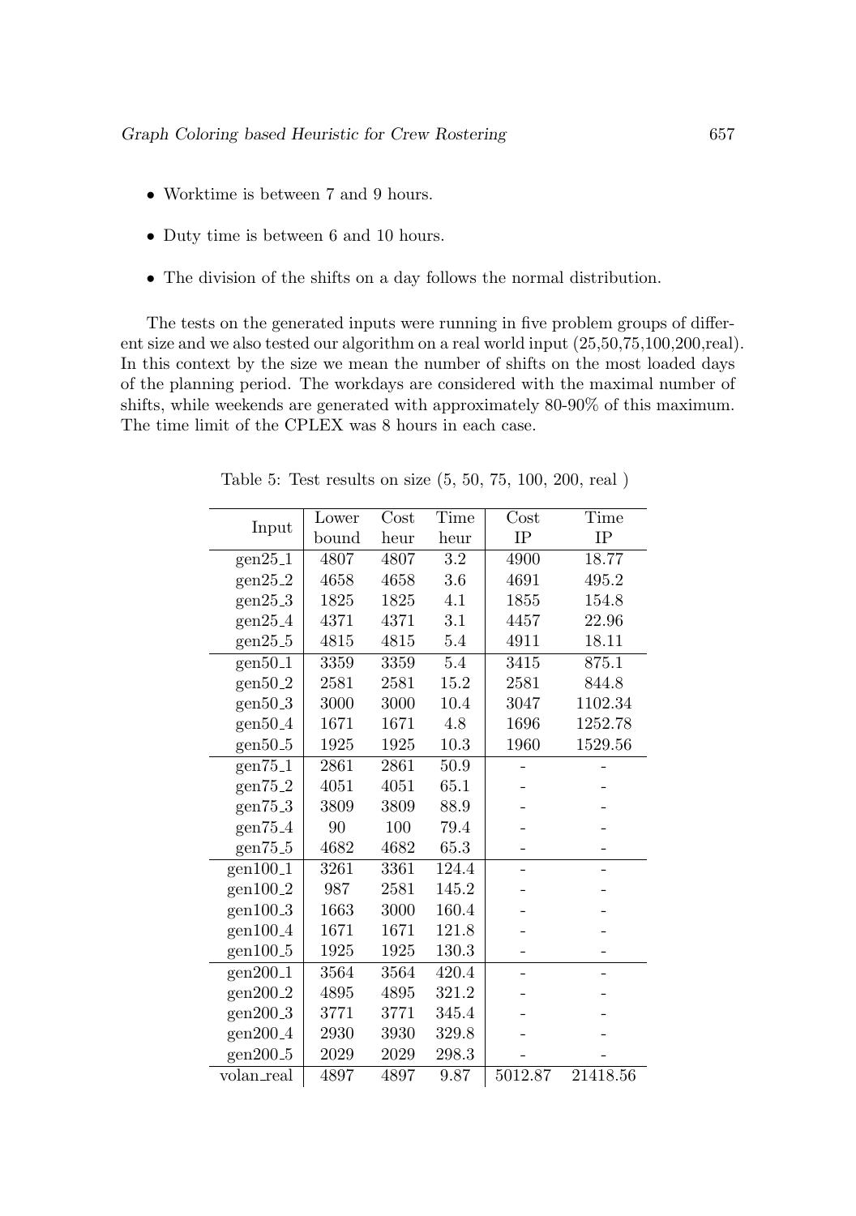- Worktime is between 7 and 9 hours.
- Duty time is between 6 and 10 hours.
- The division of the shifts on a day follows the normal distribution.

The tests on the generated inputs were running in five problem groups of different size and we also tested our algorithm on a real world input (25,50,75,100,200,real). In this context by the size we mean the number of shifts on the most loaded days of the planning period. The workdays are considered with the maximal number of shifts, while weekends are generated with approximately 80-90% of this maximum. The time limit of the CPLEX was 8 hours in each case.

Table 5: Test results on size (5, 50, 75, 100, 200, real )

| Input | Lower bound | Cost heur | Time heur | Cost IP | Time IP |
|---|---|---|---|---|---|
| gen25_1 | 4807 | 4807 | 3.2 | 4900 | 18.77 |
| gen25_2 | 4658 | 4658 | 3.6 | 4691 | 495.2 |
| gen25_3 | 1825 | 1825 | 4.1 | 1855 | 154.8 |
| gen25_4 | 4371 | 4371 | 3.1 | 4457 | 22.96 |
| gen25_5 | 4815 | 4815 | 5.4 | 4911 | 18.11 |
| gen50_1 | 3359 | 3359 | 5.4 | 3415 | 875.1 |
| gen50_2 | 2581 | 2581 | 15.2 | 2581 | 844.8 |
| gen50_3 | 3000 | 3000 | 10.4 | 3047 | 1102.34 |
| gen50_4 | 1671 | 1671 | 4.8 | 1696 | 1252.78 |
| gen50_5 | 1925 | 1925 | 10.3 | 1960 | 1529.56 |
| gen75_1 | 2861 | 2861 | 50.9 | - | - |
| gen75_2 | 4051 | 4051 | 65.1 | - | - |
| gen75_3 | 3809 | 3809 | 88.9 | - | - |
| gen75_4 | 90 | 100 | 79.4 | - | - |
| gen75_5 | 4682 | 4682 | 65.3 | - | - |
| gen100_1 | 3261 | 3361 | 124.4 | - | - |
| gen100_2 | 987 | 2581 | 145.2 | - | - |
| gen100_3 | 1663 | 3000 | 160.4 | - | - |
| gen100_4 | 1671 | 1671 | 121.8 | - | - |
| gen100_5 | 1925 | 1925 | 130.3 | - | - |
| gen200_1 | 3564 | 3564 | 420.4 | - | - |
| gen200_2 | 4895 | 4895 | 321.2 | - | - |
| gen200_3 | 3771 | 3771 | 345.4 | - | - |
| gen200_4 | 2930 | 3930 | 329.8 | - | - |
| gen200_5 | 2029 | 2029 | 298.3 | - | - |
| volan_real | 4897 | 4897 | 9.87 | 5012.87 | 21418.56 |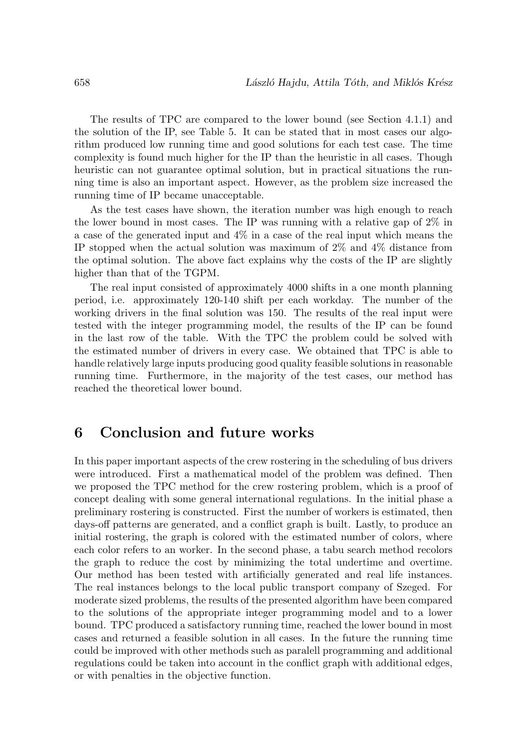The results of TPC are compared to the lower bound (see Section 4.1.1) and the solution of the IP, see Table 5. It can be stated that in most cases our algorithm produced low running time and good solutions for each test case. The time complexity is found much higher for the IP than the heuristic in all cases. Though heuristic can not guarantee optimal solution, but in practical situations the running time is also an important aspect. However, as the problem size increased the running time of IP became unacceptable.

As the test cases have shown, the iteration number was high enough to reach the lower bound in most cases. The IP was running with a relative gap of 2% in a case of the generated input and 4% in a case of the real input which means the IP stopped when the actual solution was maximum of 2% and 4% distance from the optimal solution. The above fact explains why the costs of the IP are slightly higher than that of the TGPM.

The real input consisted of approximately 4000 shifts in a one month planning period, i.e. approximately 120-140 shift per each workday. The number of the working drivers in the final solution was 150. The results of the real input were tested with the integer programming model, the results of the IP can be found in the last row of the table. With the TPC the problem could be solved with the estimated number of drivers in every case. We obtained that TPC is able to handle relatively large inputs producing good quality feasible solutions in reasonable running time. Furthermore, in the majority of the test cases, our method has reached the theoretical lower bound.

## 6 Conclusion and future works

In this paper important aspects of the crew rostering in the scheduling of bus drivers were introduced. First a mathematical model of the problem was defined. Then we proposed the TPC method for the crew rostering problem, which is a proof of concept dealing with some general international regulations. In the initial phase a preliminary rostering is constructed. First the number of workers is estimated, then days-off patterns are generated, and a conflict graph is built. Lastly, to produce an initial rostering, the graph is colored with the estimated number of colors, where each color refers to an worker. In the second phase, a tabu search method recolors the graph to reduce the cost by minimizing the total undertime and overtime. Our method has been tested with artificially generated and real life instances. The real instances belongs to the local public transport company of Szeged. For moderate sized problems, the results of the presented algorithm have been compared to the solutions of the appropriate integer programming model and to a lower bound. TPC produced a satisfactory running time, reached the lower bound in most cases and returned a feasible solution in all cases. In the future the running time could be improved with other methods such as paralell programming and additional regulations could be taken into account in the conflict graph with additional edges, or with penalties in the objective function.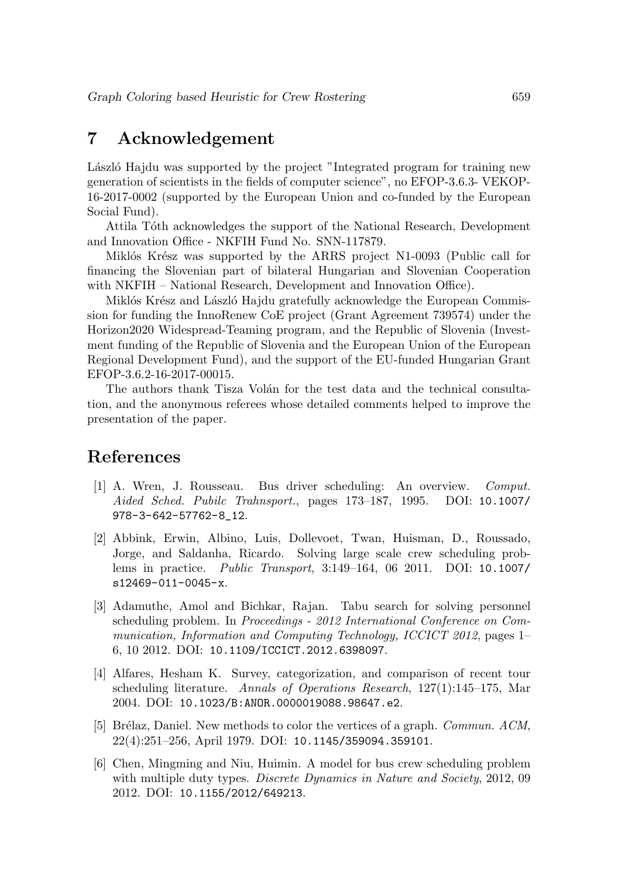## 7 Acknowledgement

László Hajdu was supported by the project "Integrated program for training new generation of scientists in the fields of computer science", no EFOP-3.6.3- VEKOP-16-2017-0002 (supported by the European Union and co-funded by the European Social Fund).

Attila Tóth acknowledges the support of the National Research, Development and Innovation Office - NKFIH Fund No. SNN-117879.

Miklós Krész was supported by the ARRS project N1-0093 (Public call for financing the Slovenian part of bilateral Hungarian and Slovenian Cooperation with NKFIH – National Research, Development and Innovation Office).

Miklós Krész and László Hajdu gratefully acknowledge the European Commission for funding the InnoRenew CoE project (Grant Agreement 739574) under the Horizon2020 Widespread-Teaming program, and the Republic of Slovenia (Investment funding of the Republic of Slovenia and the European Union of the European Regional Development Fund), and the support of the EU-funded Hungarian Grant EFOP-3.6.2-16-2017-00015.

The authors thank Tisza Volán for the test data and the technical consultation, and the anonymous referees whose detailed comments helped to improve the presentation of the paper.

## References

[1] A. Wren, J. Rousseau. Bus driver scheduling: An overview. *Comput. Aided Sched. Pubilc Trahnsport.*, pages 173–187, 1995. DOI: `10.1007/978-3-642-57762-8_12`.

[2] Abbink, Erwin, Albino, Luis, Dollevoet, Twan, Huisman, D., Roussado, Jorge, and Saldanha, Ricardo. Solving large scale crew scheduling problems in practice. *Public Transport*, 3:149–164, 06 2011. DOI: `10.1007/s12469-011-0045-x`.

[3] Adamuthe, Amol and Bichkar, Rajan. Tabu search for solving personnel scheduling problem. In *Proceedings - 2012 International Conference on Communication, Information and Computing Technology, ICCICT 2012*, pages 1–6, 10 2012. DOI: `10.1109/ICCICT.2012.6398097`.

[4] Alfares, Hesham K. Survey, categorization, and comparison of recent tour scheduling literature. *Annals of Operations Research*, 127(1):145–175, Mar 2004. DOI: `10.1023/B:ANOR.0000019088.98647.e2`.

[5] Brélaz, Daniel. New methods to color the vertices of a graph. *Commun. ACM*, 22(4):251–256, April 1979. DOI: `10.1145/359094.359101`.

[6] Chen, Mingming and Niu, Huimin. A model for bus crew scheduling problem with multiple duty types. *Discrete Dynamics in Nature and Society*, 2012, 09 2012. DOI: `10.1155/2012/649213`.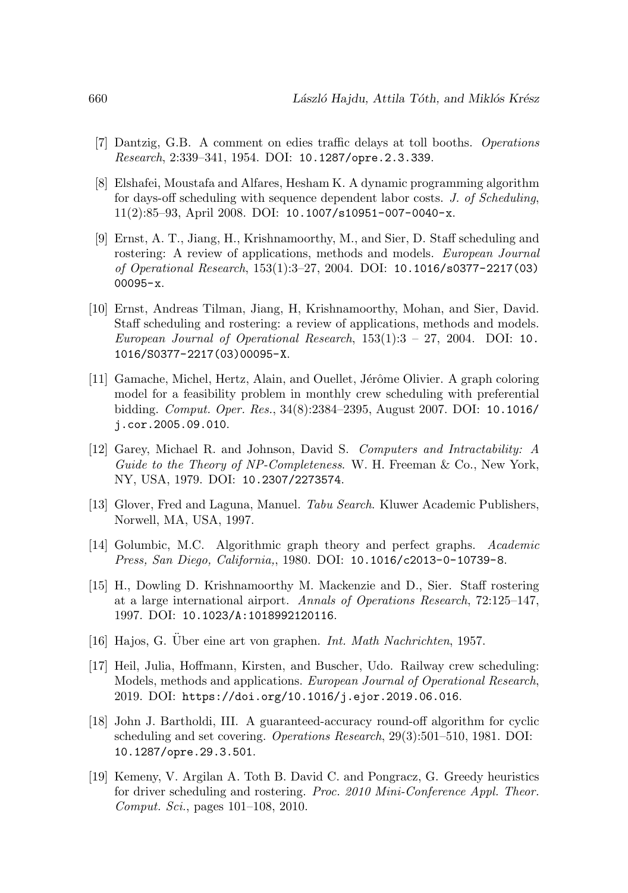[7] Dantzig, G.B. A comment on edies traffic delays at toll booths. *Operations Research*, 2:339–341, 1954. DOI: `10.1287/opre.2.3.339`.

[8] Elshafei, Moustafa and Alfares, Hesham K. A dynamic programming algorithm for days-off scheduling with sequence dependent labor costs. *J. of Scheduling*, 11(2):85–93, April 2008. DOI: `10.1007/s10951-007-0040-x`.

[9] Ernst, A. T., Jiang, H., Krishnamoorthy, M., and Sier, D. Staff scheduling and rostering: A review of applications, methods and models. *European Journal of Operational Research*, 153(1):3–27, 2004. DOI: `10.1016/s0377-2217(03)00095-x`.

[10] Ernst, Andreas Tilman, Jiang, H, Krishnamoorthy, Mohan, and Sier, David. Staff scheduling and rostering: a review of applications, methods and models. *European Journal of Operational Research*, 153(1):3 – 27, 2004. DOI: `10.1016/S0377-2217(03)00095-X`.

[11] Gamache, Michel, Hertz, Alain, and Ouellet, Jérôme Olivier. A graph coloring model for a feasibility problem in monthly crew scheduling with preferential bidding. *Comput. Oper. Res.*, 34(8):2384–2395, August 2007. DOI: `10.1016/j.cor.2005.09.010`.

[12] Garey, Michael R. and Johnson, David S. *Computers and Intractability: A Guide to the Theory of NP-Completeness*. W. H. Freeman & Co., New York, NY, USA, 1979. DOI: `10.2307/2273574`.

[13] Glover, Fred and Laguna, Manuel. *Tabu Search*. Kluwer Academic Publishers, Norwell, MA, USA, 1997.

[14] Golumbic, M.C. Algorithmic graph theory and perfect graphs. *Academic Press, San Diego, California,*, 1980. DOI: `10.1016/c2013-0-10739-8`.

[15] H., Dowling D. Krishnamoorthy M. Mackenzie and D., Sier. Staff rostering at a large international airport. *Annals of Operations Research*, 72:125–147, 1997. DOI: `10.1023/A:1018992120116`.

[16] Hajos, G. Über eine art von graphen. *Int. Math Nachrichten*, 1957.

[17] Heil, Julia, Hoffmann, Kirsten, and Buscher, Udo. Railway crew scheduling: Models, methods and applications. *European Journal of Operational Research*, 2019. DOI: `https://doi.org/10.1016/j.ejor.2019.06.016`.

[18] John J. Bartholdi, III. A guaranteed-accuracy round-off algorithm for cyclic scheduling and set covering. *Operations Research*, 29(3):501–510, 1981. DOI: `10.1287/opre.29.3.501`.

[19] Kemeny, V. Argilan A. Toth B. David C. and Pongracz, G. Greedy heuristics for driver scheduling and rostering. *Proc. 2010 Mini-Conference Appl. Theor. Comput. Sci.*, pages 101–108, 2010.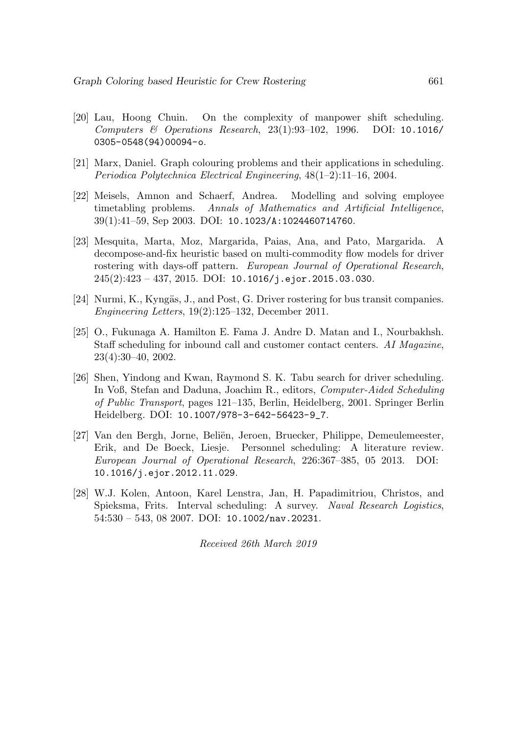[20] Lau, Hoong Chuin. On the complexity of manpower shift scheduling. *Computers & Operations Research*, 23(1):93–102, 1996. DOI: 10.1016/0305-0548(94)00094-o.

[21] Marx, Daniel. Graph colouring problems and their applications in scheduling. *Periodica Polytechnica Electrical Engineering*, 48(1–2):11–16, 2004.

[22] Meisels, Amnon and Schaerf, Andrea. Modelling and solving employee timetabling problems. *Annals of Mathematics and Artificial Intelligence*, 39(1):41–59, Sep 2003. DOI: 10.1023/A:1024460714760.

[23] Mesquita, Marta, Moz, Margarida, Paias, Ana, and Pato, Margarida. A decompose-and-fix heuristic based on multi-commodity flow models for driver rostering with days-off pattern. *European Journal of Operational Research*, 245(2):423 – 437, 2015. DOI: 10.1016/j.ejor.2015.03.030.

[24] Nurmi, K., Kyngäs, J., and Post, G. Driver rostering for bus transit companies. *Engineering Letters*, 19(2):125–132, December 2011.

[25] O., Fukunaga A. Hamilton E. Fama J. Andre D. Matan and I., Nourbakhsh. Staff scheduling for inbound call and customer contact centers. *AI Magazine*, 23(4):30–40, 2002.

[26] Shen, Yindong and Kwan, Raymond S. K. Tabu search for driver scheduling. In Voß, Stefan and Daduna, Joachim R., editors, *Computer-Aided Scheduling of Public Transport*, pages 121–135, Berlin, Heidelberg, 2001. Springer Berlin Heidelberg. DOI: 10.1007/978-3-642-56423-9_7.

[27] Van den Bergh, Jorne, Beliën, Jeroen, Bruecker, Philippe, Demeulemeester, Erik, and De Boeck, Liesje. Personnel scheduling: A literature review. *European Journal of Operational Research*, 226:367–385, 05 2013. DOI: 10.1016/j.ejor.2012.11.029.

[28] W.J. Kolen, Antoon, Karel Lenstra, Jan, H. Papadimitriou, Christos, and Spieksma, Frits. Interval scheduling: A survey. *Naval Research Logistics*, 54:530 – 543, 08 2007. DOI: 10.1002/nav.20231.

*Received 26th March 2019*